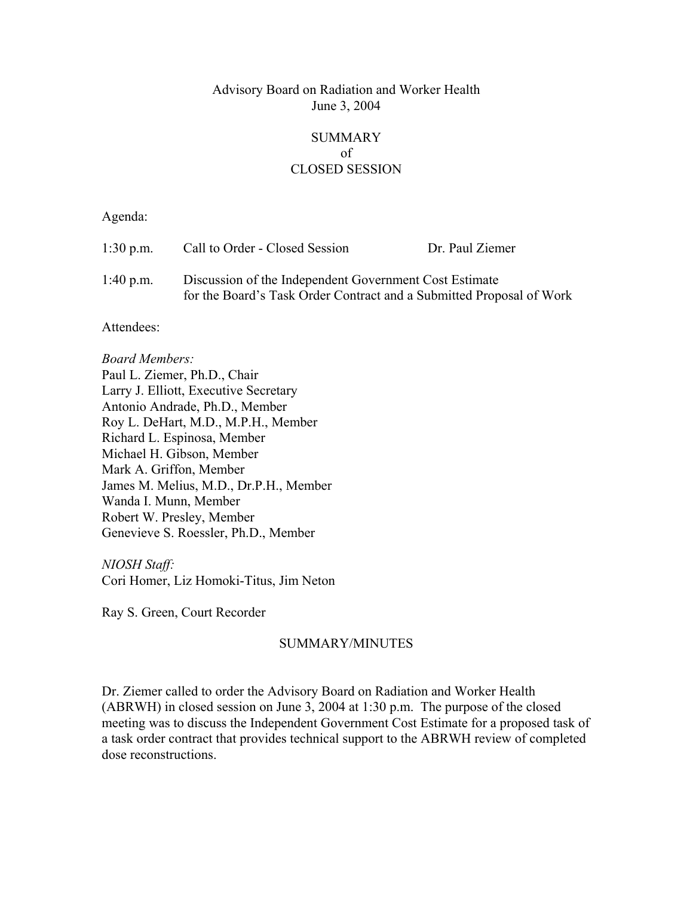# Advisory Board on Radiation and Worker Health
June 3, 2004

## SUMMARY
## of
## CLOSED SESSION

Agenda:

| | | |
|---|---|---|
| 1:30 p.m. | Call to Order - Closed Session | Dr. Paul Ziemer |
| 1:40 p.m. | Discussion of the Independent Government Cost Estimate for the Board's Task Order Contract and a Submitted Proposal of Work | |

Attendees:

*Board Members:*
Paul L. Ziemer, Ph.D., Chair
Larry J. Elliott, Executive Secretary
Antonio Andrade, Ph.D., Member
Roy L. DeHart, M.D., M.P.H., Member
Richard L. Espinosa, Member
Michael H. Gibson, Member
Mark A. Griffon, Member
James M. Melius, M.D., Dr.P.H., Member
Wanda I. Munn, Member
Robert W. Presley, Member
Genevieve S. Roessler, Ph.D., Member

*NIOSH Staff:*
Cori Homer, Liz Homoki-Titus, Jim Neton

Ray S. Green, Court Recorder

## SUMMARY/MINUTES

Dr. Ziemer called to order the Advisory Board on Radiation and Worker Health (ABRWH) in closed session on June 3, 2004 at 1:30 p.m. The purpose of the closed meeting was to discuss the Independent Government Cost Estimate for a proposed task of a task order contract that provides technical support to the ABRWH review of completed dose reconstructions.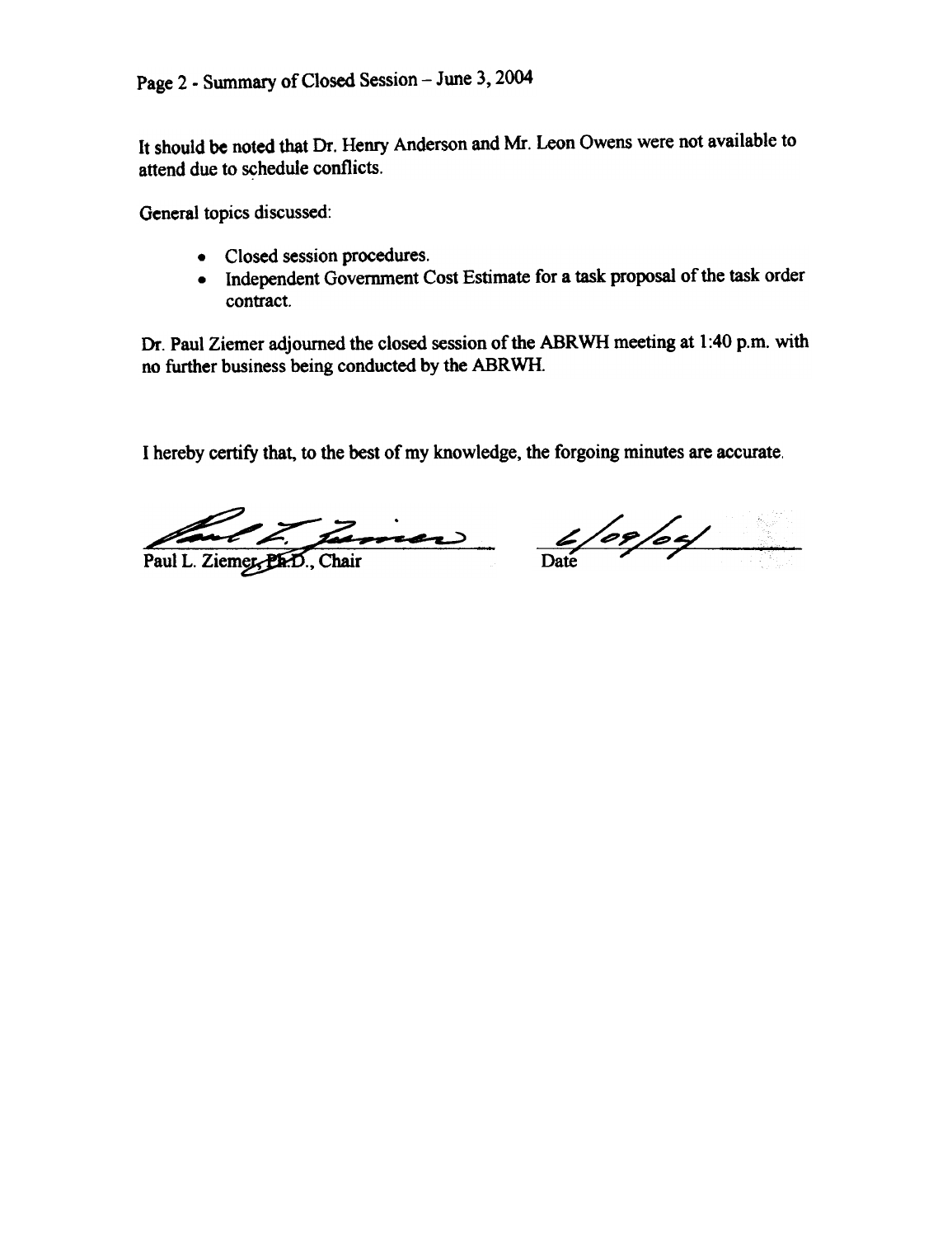It should be noted that Dr. Henry Anderson and Mr. Leon Owens were not available to attend due to schedule conflicts.

General topics discussed:

- Closed session procedures.
- Independent Government Cost Estimate for a task proposal of the task order contract.

Dr. Paul Ziemer adjourned the closed session of the ABRWH meeting at 1:40 p.m. with no further business being conducted by the ABRWH.

I hereby certify that, to the best of my knowledge, the forgoing minutes are accurate.

Paul L. Ziemer, Ph.D., Chair

6/09/04
Date